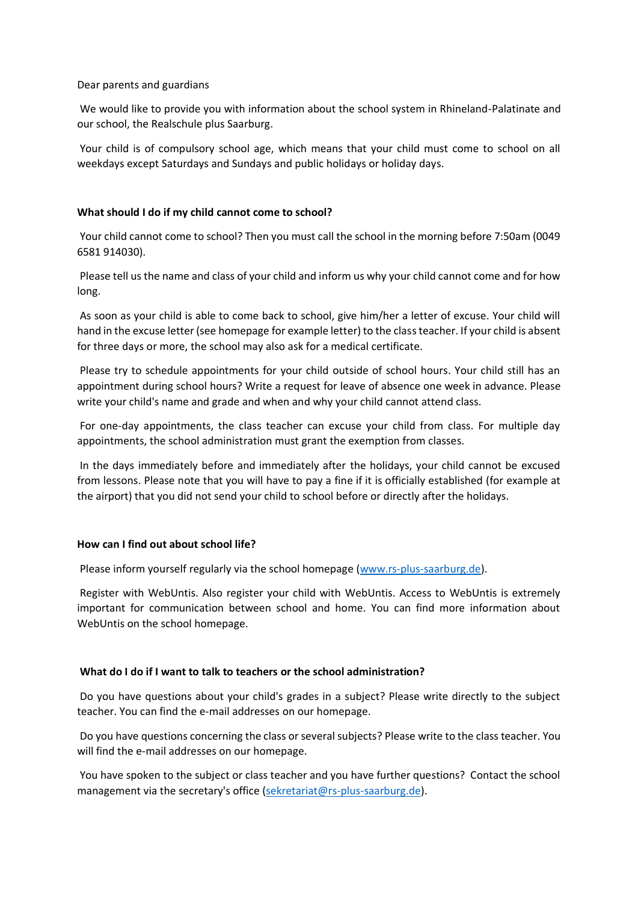Dear parents and guardians

We would like to provide you with information about the school system in Rhineland-Palatinate and our school, the Realschule plus Saarburg.

Your child is of compulsory school age, which means that your child must come to school on all weekdays except Saturdays and Sundays and public holidays or holiday days.

**What should I do if my child cannot come to school?**

Your child cannot come to school? Then you must call the school in the morning before 7:50am (0049 6581 914030).

Please tell us the name and class of your child and inform us why your child cannot come and for how long.

As soon as your child is able to come back to school, give him/her a letter of excuse. Your child will hand in the excuse letter (see homepage for example letter) to the class teacher. If your child is absent for three days or more, the school may also ask for a medical certificate.

Please try to schedule appointments for your child outside of school hours. Your child still has an appointment during school hours? Write a request for leave of absence one week in advance. Please write your child's name and grade and when and why your child cannot attend class.

For one-day appointments, the class teacher can excuse your child from class. For multiple day appointments, the school administration must grant the exemption from classes.

In the days immediately before and immediately after the holidays, your child cannot be excused from lessons. Please note that you will have to pay a fine if it is officially established (for example at the airport) that you did not send your child to school before or directly after the holidays.

**How can I find out about school life?**

Please inform yourself regularly via the school homepage ([www.rs-plus-saarburg.de](http://www.rs-plus-saarburg.de)).

Register with WebUntis. Also register your child with WebUntis. Access to WebUntis is extremely important for communication between school and home. You can find more information about WebUntis on the school homepage.

**What do I do if I want to talk to teachers or the school administration?**

Do you have questions about your child's grades in a subject? Please write directly to the subject teacher. You can find the e-mail addresses on our homepage.

Do you have questions concerning the class or several subjects? Please write to the class teacher. You will find the e-mail addresses on our homepage.

You have spoken to the subject or class teacher and you have further questions? Contact the school management via the secretary's office ([sekretariat@rs-plus-saarburg.de](mailto:sekretariat@rs-plus-saarburg.de)).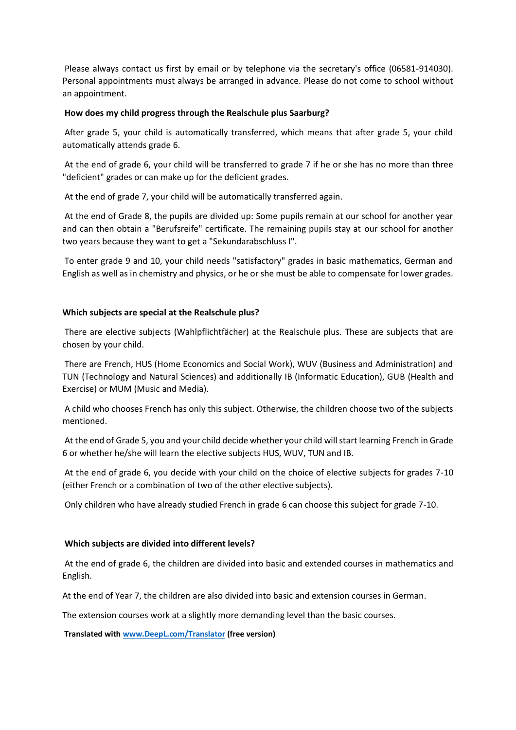Please always contact us first by email or by telephone via the secretary's office (06581-914030). Personal appointments must always be arranged in advance. Please do not come to school without an appointment.

### How does my child progress through the Realschule plus Saarburg?

After grade 5, your child is automatically transferred, which means that after grade 5, your child automatically attends grade 6.

At the end of grade 6, your child will be transferred to grade 7 if he or she has no more than three "deficient" grades or can make up for the deficient grades.

At the end of grade 7, your child will be automatically transferred again.

At the end of Grade 8, the pupils are divided up: Some pupils remain at our school for another year and can then obtain a "Berufsreife" certificate. The remaining pupils stay at our school for another two years because they want to get a "Sekundarabschluss I".

To enter grade 9 and 10, your child needs "satisfactory" grades in basic mathematics, German and English as well as in chemistry and physics, or he or she must be able to compensate for lower grades.

### Which subjects are special at the Realschule plus?

There are elective subjects (Wahlpflichtfächer) at the Realschule plus. These are subjects that are chosen by your child.

There are French, HUS (Home Economics and Social Work), WUV (Business and Administration) and TUN (Technology and Natural Sciences) and additionally IB (Informatic Education), GUB (Health and Exercise) or MUM (Music and Media).

A child who chooses French has only this subject. Otherwise, the children choose two of the subjects mentioned.

At the end of Grade 5, you and your child decide whether your child will start learning French in Grade 6 or whether he/she will learn the elective subjects HUS, WUV, TUN and IB.

At the end of grade 6, you decide with your child on the choice of elective subjects for grades 7-10 (either French or a combination of two of the other elective subjects).

Only children who have already studied French in grade 6 can choose this subject for grade 7-10.

### Which subjects are divided into different levels?

At the end of grade 6, the children are divided into basic and extended courses in mathematics and English.

At the end of Year 7, the children are also divided into basic and extension courses in German.

The extension courses work at a slightly more demanding level than the basic courses.

**Translated with [www.DeepL.com/Translator](www.DeepL.com/Translator) (free version)**